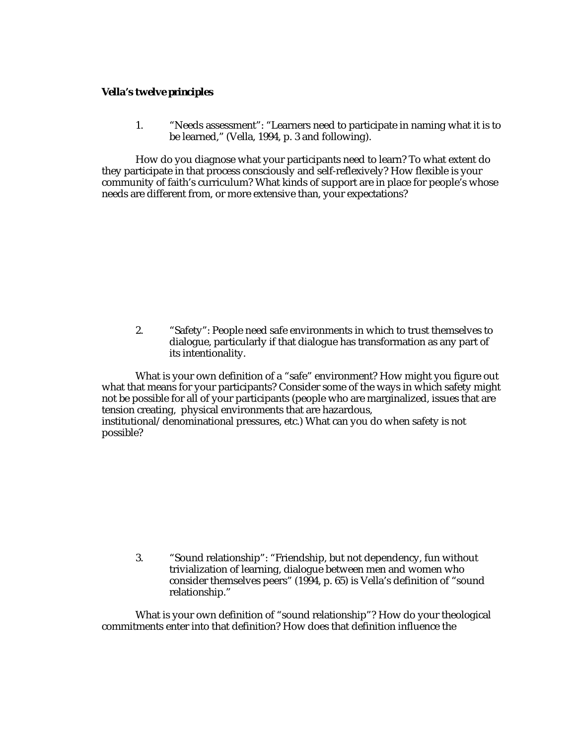***Vella's twelve principles***

1. "Needs assessment": "Learners need to participate in naming what it is to be learned," (Vella, 1994, p. 3 and following).

How do you diagnose what your participants need to learn? To what extent do they participate in that process consciously and self-reflexively? How flexible is your community of faith's curriculum? What kinds of support are in place for people's whose needs are different from, or more extensive than, your expectations?

2. "Safety": People need safe environments in which to trust themselves to dialogue, particularly if that dialogue has transformation as any part of its intentionality.

What is your own definition of a "safe" environment? How might you figure out what that means for your participants? Consider some of the ways in which safety might not be possible for all of your participants (people who are marginalized, issues that are tension creating, physical environments that are hazardous, institutional/denominational pressures, etc.) What can you do when safety is not possible?

3. "Sound relationship": "Friendship, but not dependency, fun without trivialization of learning, dialogue between men and women who consider themselves peers" (1994, p. 65) is Vella's definition of "sound relationship."

What is your own definition of "sound relationship"? How do your theological commitments enter into that definition? How does that definition influence the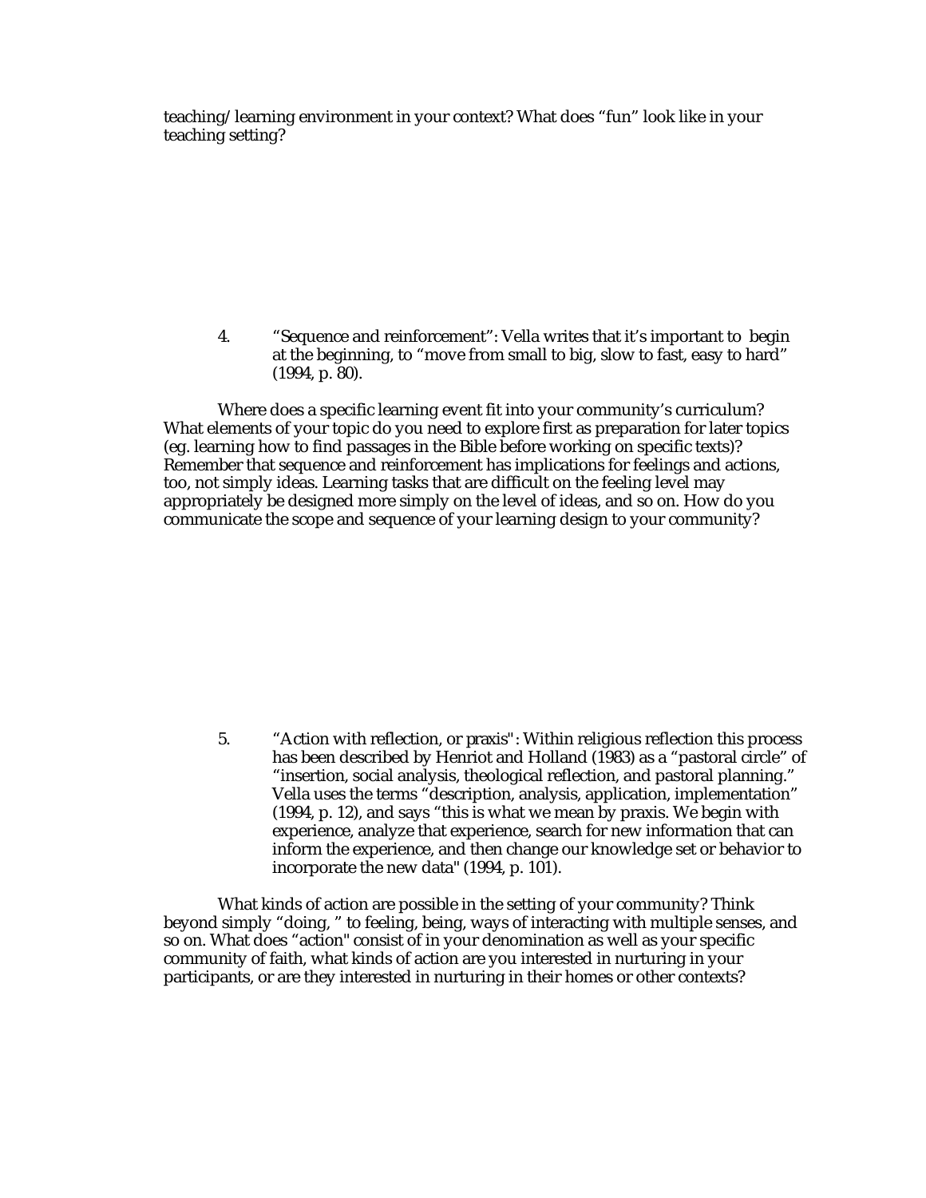teaching/learning environment in your context? What does "fun" look like in your teaching setting?

4. "Sequence and reinforcement": Vella writes that it's important to begin at the beginning, to "move from small to big, slow to fast, easy to hard" (1994, p. 80).

Where does a specific learning event fit into your community's curriculum? What elements of your topic do you need to explore first as preparation for later topics (eg. learning how to find passages in the Bible before working on specific texts)? Remember that sequence and reinforcement has implications for feelings and actions, too, not simply ideas. Learning tasks that are difficult on the feeling level may appropriately be designed more simply on the level of ideas, and so on. How do you communicate the scope and sequence of your learning design to your community?

5. "Action with reflection, or praxis": Within religious reflection this process has been described by Henriot and Holland (1983) as a "pastoral circle" of "insertion, social analysis, theological reflection, and pastoral planning." Vella uses the terms "description, analysis, application, implementation" (1994, p. 12), and says "this is what we mean by praxis. We begin with experience, analyze that experience, search for new information that can inform the experience, and then change our knowledge set or behavior to incorporate the new data" (1994, p. 101).

What kinds of action are possible in the setting of your community? Think beyond simply "doing, " to feeling, being, ways of interacting with multiple senses, and so on. What does "action" consist of in your denomination as well as your specific community of faith, what kinds of action are you interested in nurturing in your participants, or are they interested in nurturing in their homes or other contexts?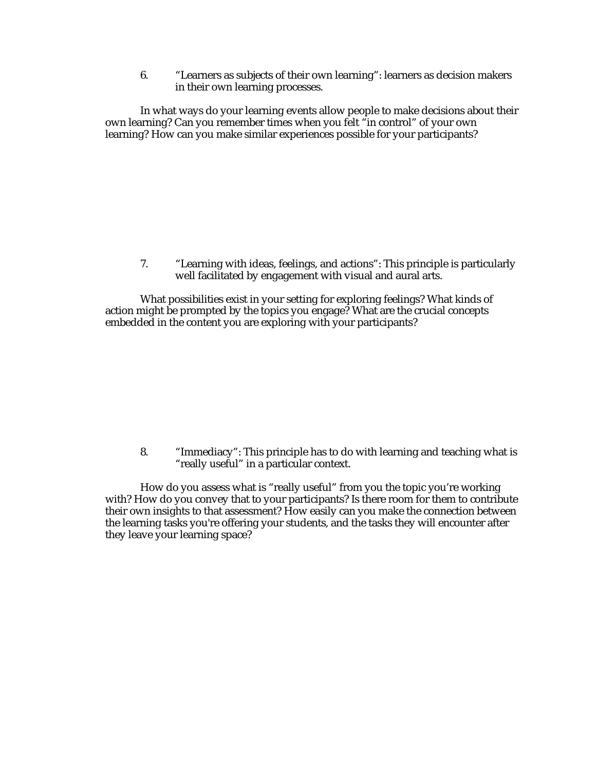6. "Learners as subjects of their own learning": learners as decision makers in their own learning processes.

In what ways do your learning events allow people to make decisions about their own learning? Can you remember times when you felt "in control" of your own learning? How can you make similar experiences possible for your participants?

7. "Learning with ideas, feelings, and actions": This principle is particularly well facilitated by engagement with visual and aural arts.

What possibilities exist in your setting for exploring feelings? What kinds of action might be prompted by the topics you engage? What are the crucial concepts embedded in the content you are exploring with your participants?

8. "Immediacy": This principle has to do with learning and teaching what is "really useful" in a particular context.

How do you assess what is "really useful" from you the topic you're working with? How do you convey that to your participants? Is there room for them to contribute their own insights to that assessment? How easily can you make the connection between the learning tasks you're offering your students, and the tasks they will encounter after they leave your learning space?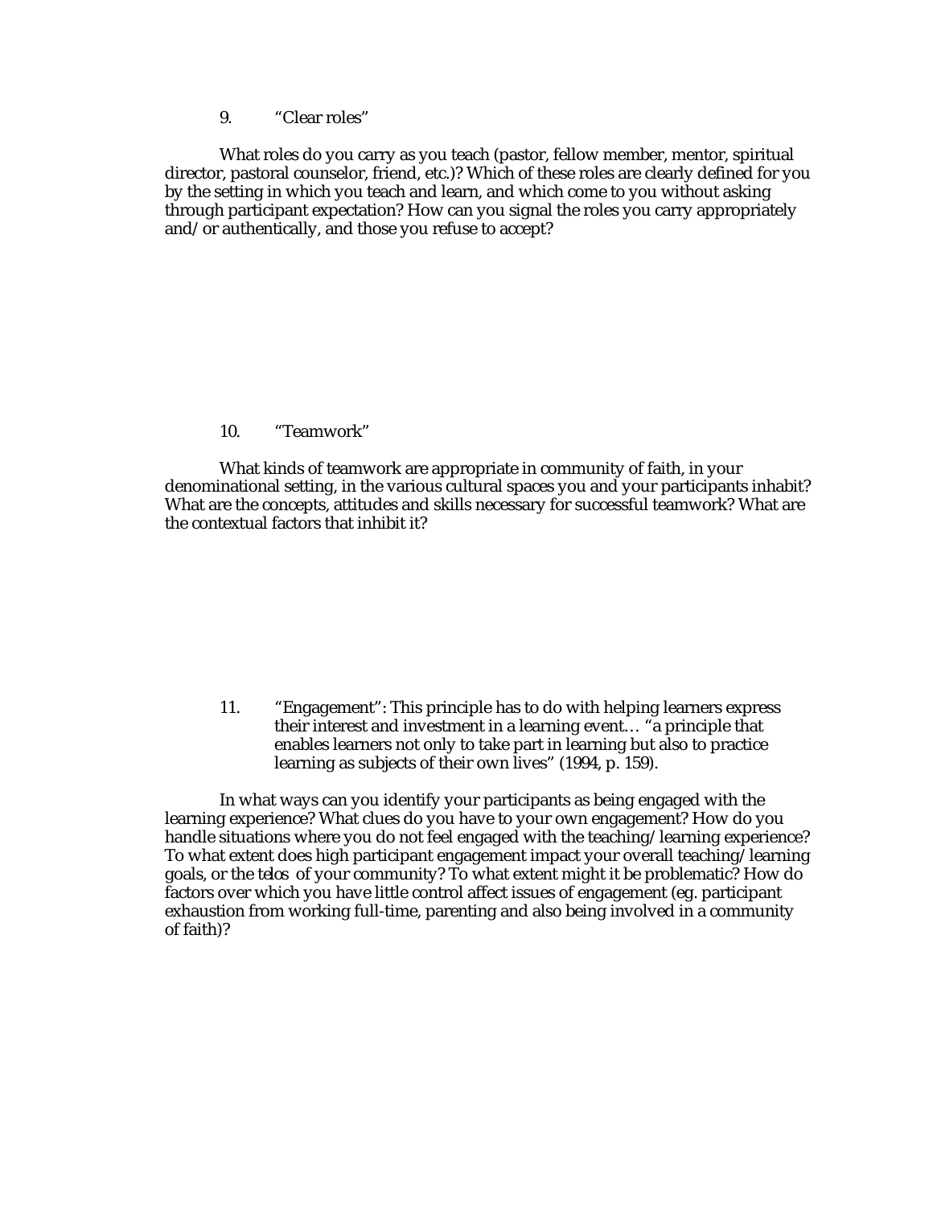9. "Clear roles"

What roles do you carry as you teach (pastor, fellow member, mentor, spiritual director, pastoral counselor, friend, etc.)? Which of these roles are clearly defined for you by the setting in which you teach and learn, and which come to you without asking through participant expectation? How can you signal the roles you carry appropriately and/or authentically, and those you refuse to accept?

10. "Teamwork"

What kinds of teamwork are appropriate in community of faith, in your denominational setting, in the various cultural spaces you and your participants inhabit? What are the concepts, attitudes and skills necessary for successful teamwork? What are the contextual factors that inhibit it?

11. "Engagement": This principle has to do with helping learners express their interest and investment in a learning event… "a principle that enables learners not only to take part in learning but also to practice learning as subjects of their own lives" (1994, p. 159).

In what ways can you identify your participants as being engaged with the learning experience? What clues do you have to your own engagement? How do you handle situations where you do not feel engaged with the teaching/learning experience? To what extent does high participant engagement impact your overall teaching/learning goals, or the *telos* of your community? To what extent might it be problematic? How do factors over which you have little control affect issues of engagement (eg. participant exhaustion from working full-time, parenting and also being involved in a community of faith)?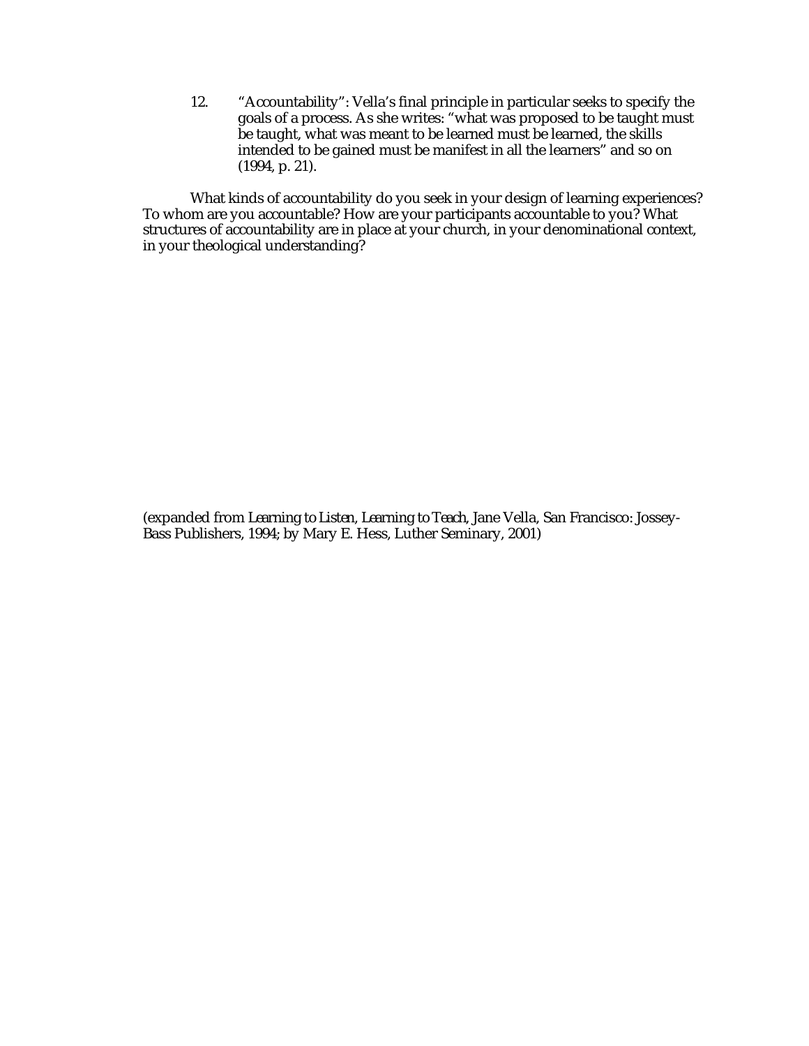12. "Accountability": Vella's final principle in particular seeks to specify the goals of a process. As she writes: "what was proposed to be taught must be taught, what was meant to be learned must be learned, the skills intended to be gained must be manifest in all the learners" and so on (1994, p. 21).

What kinds of accountability do you seek in your design of learning experiences? To whom are you accountable? How are your participants accountable to you? What structures of accountability are in place at your church, in your denominational context, in your theological understanding?

(expanded from *Learning to Listen, Learning to Teach*, Jane Vella, San Francisco: Jossey-Bass Publishers, 1994; by Mary E. Hess, Luther Seminary, 2001)